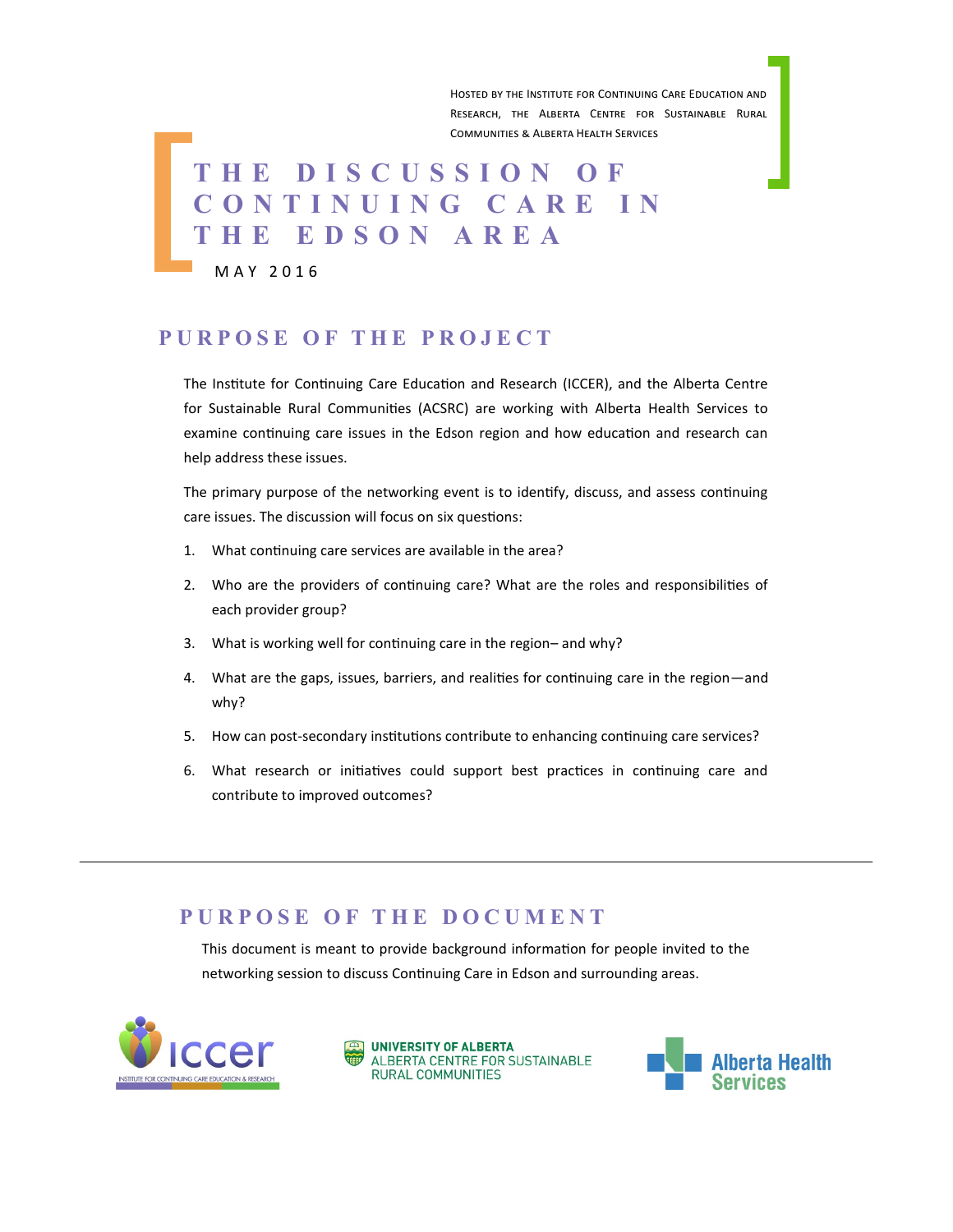Hosted by the Institute for Continuing Care Education and Research, the Alberta Centre for Sustainable Rural Communities & Alberta Health Services

# THE DISCUSSION OF CONTINUING CARE IN THE EDSON AREA

MAY 2016

## PURPOSE OF THE PROJECT

The Institute for Continuing Care Education and Research (ICCER), and the Alberta Centre for Sustainable Rural Communities (ACSRC) are working with Alberta Health Services to examine continuing care issues in the Edson region and how education and research can help address these issues.

The primary purpose of the networking event is to identify, discuss, and assess continuing care issues. The discussion will focus on six questions:

1. What continuing care services are available in the area?
2. Who are the providers of continuing care? What are the roles and responsibilities of each provider group?
3. What is working well for continuing care in the region– and why?
4. What are the gaps, issues, barriers, and realities for continuing care in the region—and why?
5. How can post-secondary institutions contribute to enhancing continuing care services?
6. What research or initiatives could support best practices in continuing care and contribute to improved outcomes?

---

## PURPOSE OF THE DOCUMENT

This document is meant to provide background information for people invited to the networking session to discuss Continuing Care in Edson and surrounding areas.

iccer — INSTITUTE FOR CONTINUING CARE EDUCATION & RESEARCH

UNIVERSITY OF ALBERTA — ALBERTA CENTRE FOR SUSTAINABLE RURAL COMMUNITIES

Alberta Health Services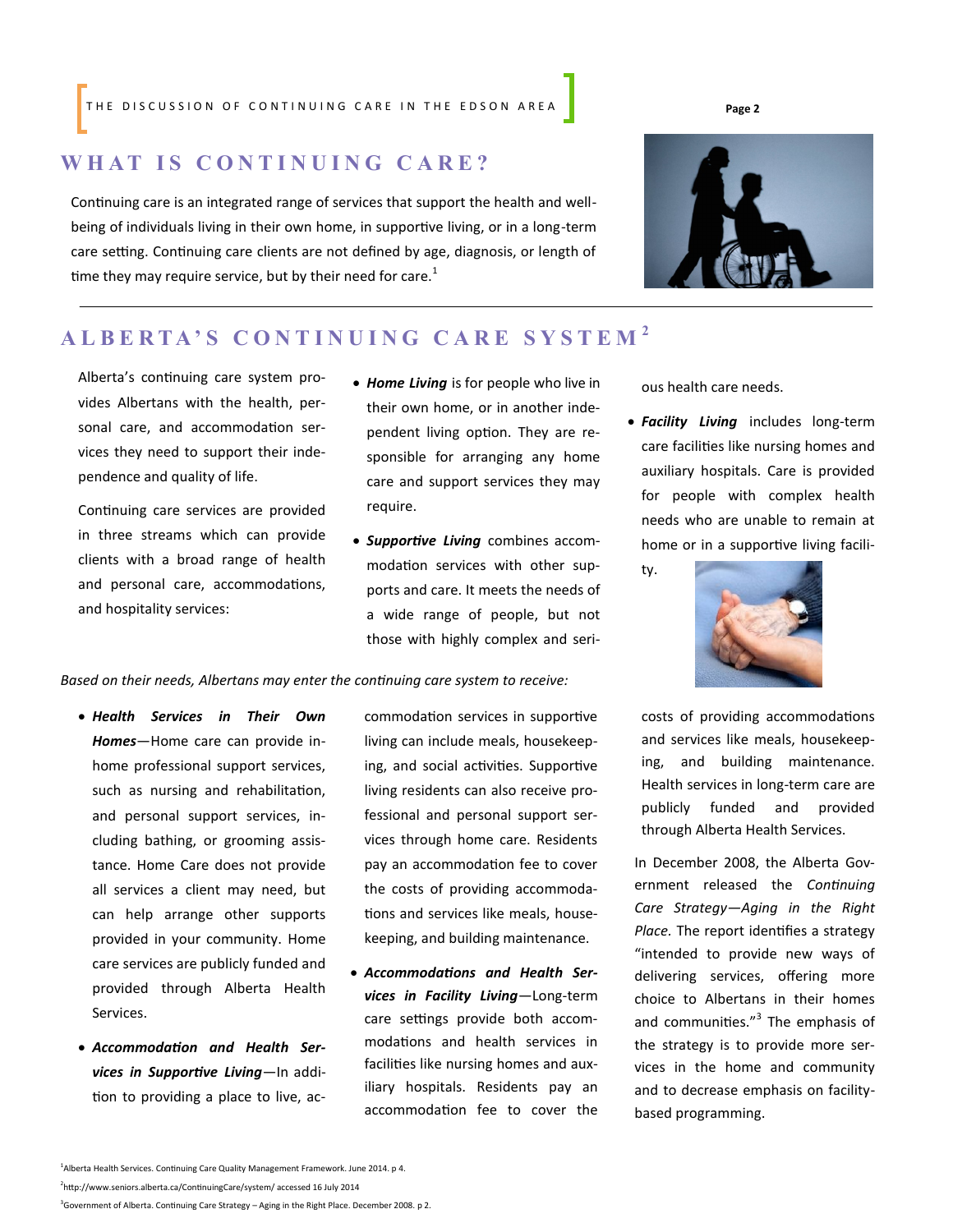## WHAT IS CONTINUING CARE?

Continuing care is an integrated range of services that support the health and well-being of individuals living in their own home, in supportive living, or in a long-term care setting. Continuing care clients are not defined by age, diagnosis, or length of time they may require service, but by their need for care.[1]

## ALBERTA'S CONTINUING CARE SYSTEM[2]

Alberta's continuing care system provides Albertans with the health, personal care, and accommodation services they need to support their independence and quality of life.

Continuing care services are provided in three streams which can provide clients with a broad range of health and personal care, accommodations, and hospitality services:

- ***Home Living*** is for people who live in their own home, or in another independent living option. They are responsible for arranging any home care and support services they may require.
- ***Supportive Living*** combines accommodation services with other supports and care. It meets the needs of a wide range of people, but not those with highly complex and serious health care needs.
- ***Facility Living*** includes long-term care facilities like nursing homes and auxiliary hospitals. Care is provided for people with complex health needs who are unable to remain at home or in a supportive living facility.

*Based on their needs, Albertans may enter the continuing care system to receive:*

- ***Health Services in Their Own Homes***—Home care can provide in-home professional support services, such as nursing and rehabilitation, and personal support services, including bathing, or grooming assistance. Home Care does not provide all services a client may need, but can help arrange other supports provided in your community. Home care services are publicly funded and provided through Alberta Health Services.
- ***Accommodation and Health Services in Supportive Living***—In addition to providing a place to live, accommodation services in supportive living can include meals, housekeeping, and social activities. Supportive living residents can also receive professional and personal support services through home care. Residents pay an accommodation fee to cover the costs of providing accommodations and services like meals, housekeeping, and building maintenance.
- ***Accommodations and Health Services in Facility Living***—Long-term care settings provide both accommodations and health services in facilities like nursing homes and auxiliary hospitals. Residents pay an accommodation fee to cover the costs of providing accommodations and services like meals, housekeeping, and building maintenance. Health services in long-term care are publicly funded and provided through Alberta Health Services.

In December 2008, the Alberta Government released the *Continuing Care Strategy—Aging in the Right Place.* The report identifies a strategy "intended to provide new ways of delivering services, offering more choice to Albertans in their homes and communities."[3] The emphasis of the strategy is to provide more services in the home and community and to decrease emphasis on facility-based programming.

[1]Alberta Health Services. Continuing Care Quality Management Framework. June 2014. p 4.

[2]http://www.seniors.alberta.ca/ContinuingCare/system/ accessed 16 July 2014

[3]Government of Alberta. Continuing Care Strategy – Aging in the Right Place. December 2008. p 2.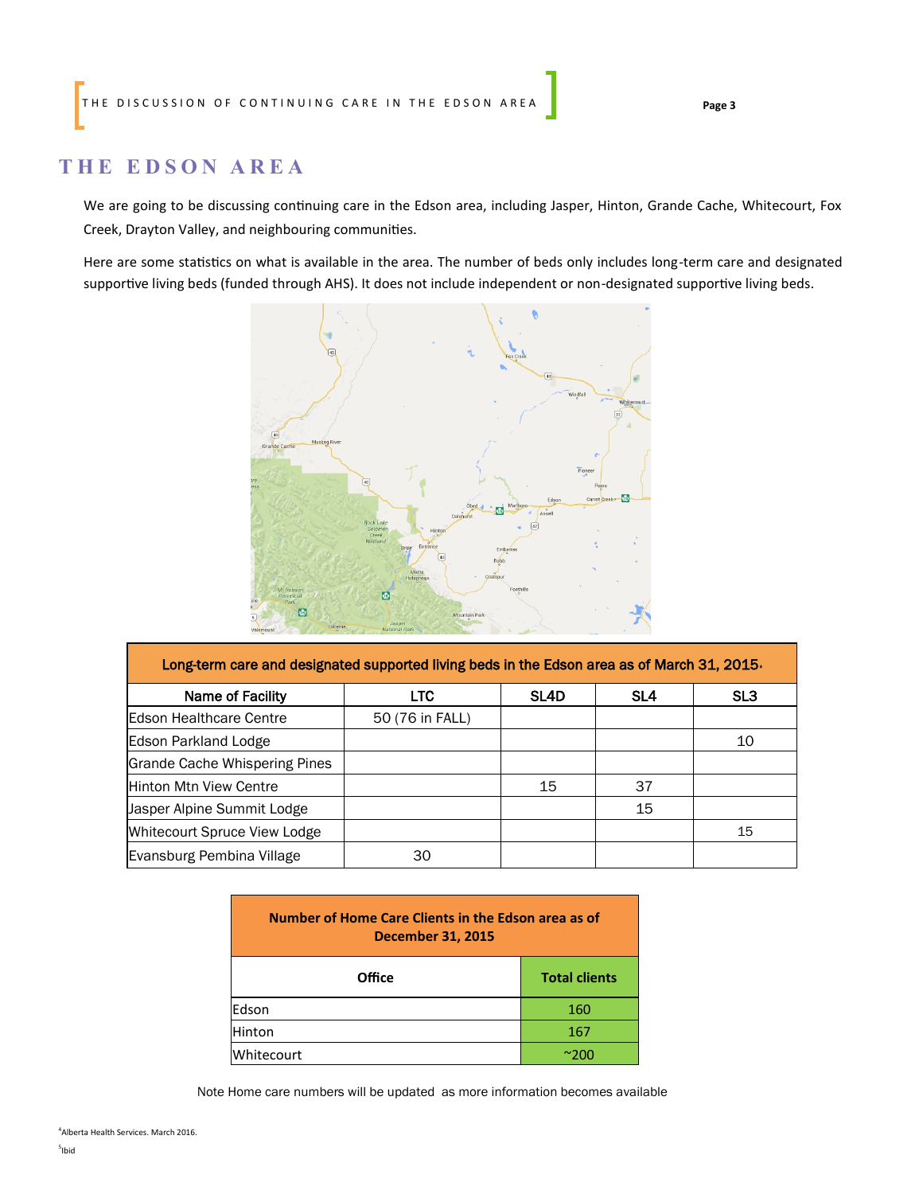## THE EDSON AREA

We are going to be discussing continuing care in the Edson area, including Jasper, Hinton, Grande Cache, Whitecourt, Fox Creek, Drayton Valley, and neighbouring communities.

Here are some statistics on what is available in the area. The number of beds only includes long-term care and designated supportive living beds (funded through AHS). It does not include independent or non-designated supportive living beds.

| Long-term care and designated supported living beds in the Edson area as of March 31, 2015[4] | | | | |
|---|---|---|---|---|
| **Name of Facility** | **LTC** | **SL4D** | **SL4** | **SL3** |
| Edson Healthcare Centre | 50 (76 in FALL) | | | |
| Edson Parkland Lodge | | | | 10 |
| Grande Cache Whispering Pines | | | | |
| Hinton Mtn View Centre | | 15 | 37 | |
| Jasper Alpine Summit Lodge | | | 15 | |
| Whitecourt Spruce View Lodge | | | | 15 |
| Evansburg Pembina Village | 30 | | | |

| Number of Home Care Clients in the Edson area as of December 31, 2015 | |
|---|---|
| **Office** | **Total clients** |
| Edson | 160 |
| Hinton | 167 |
| Whitecourt | ~200 |

Note Home care numbers will be updated as more information becomes available

[4]Alberta Health Services. March 2016.

[5]Ibid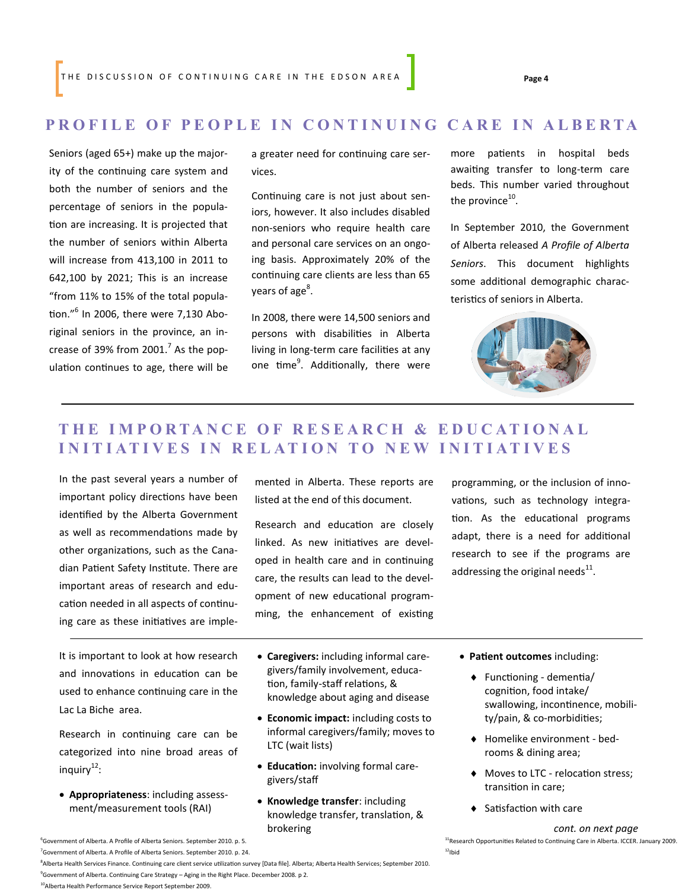## PROFILE OF PEOPLE IN CONTINUING CARE IN ALBERTA

Seniors (aged 65+) make up the majority of the continuing care system and both the number of seniors and the percentage of seniors in the population are increasing. It is projected that the number of seniors within Alberta will increase from 413,100 in 2011 to 642,100 by 2021; This is an increase "from 11% to 15% of the total population."[6] In 2006, there were 7,130 Aboriginal seniors in the province, an increase of 39% from 2001.[7] As the population continues to age, there will be a greater need for continuing care services.

Continuing care is not just about seniors, however. It also includes disabled non-seniors who require health care and personal care services on an ongoing basis. Approximately 20% of the continuing care clients are less than 65 years of age[8].

In 2008, there were 14,500 seniors and persons with disabilities in Alberta living in long-term care facilities at any one time[9]. Additionally, there were more patients in hospital beds awaiting transfer to long-term care beds. This number varied throughout the province[10].

In September 2010, the Government of Alberta released *A Profile of Alberta Seniors*. This document highlights some additional demographic characteristics of seniors in Alberta.

## THE IMPORTANCE OF RESEARCH & EDUCATIONAL INITIATIVES IN RELATION TO NEW INITIATIVES

In the past several years a number of important policy directions have been identified by the Alberta Government as well as recommendations made by other organizations, such as the Canadian Patient Safety Institute. There are important areas of research and education needed in all aspects of continuing care as these initiatives are implemented in Alberta. These reports are listed at the end of this document.

Research and education are closely linked. As new initiatives are developed in health care and in continuing care, the results can lead to the development of new educational programming, the enhancement of existing programming, or the inclusion of innovations, such as technology integration. As the educational programs adapt, there is a need for additional research to see if the programs are addressing the original needs[11].

It is important to look at how research and innovations in education can be used to enhance continuing care in the Lac La Biche area.

Research in continuing care can be categorized into nine broad areas of inquiry[12]:

- **Appropriateness**: including assessment/measurement tools (RAI)
- **Caregivers:** including informal caregivers/family involvement, education, family-staff relations, & knowledge about aging and disease
- **Economic impact:** including costs to informal caregivers/family; moves to LTC (wait lists)
- **Education:** involving formal caregivers/staff
- **Knowledge transfer**: including knowledge transfer, translation, & brokering
- **Patient outcomes** including:
  - Functioning - dementia/ cognition, food intake/ swallowing, incontinence, mobility/pain, & co-morbidities;
  - Homelike environment - bedrooms & dining area;
  - Moves to LTC - relocation stress; transition in care;
  - Satisfaction with care

*cont. on next page*

[6] Government of Alberta. A Profile of Alberta Seniors. September 2010. p. 5.
[7] Government of Alberta. A Profile of Alberta Seniors. September 2010. p. 24.
[8] Alberta Health Services Finance. Continuing care client service utilization survey [Data file]. Alberta; Alberta Health Services; September 2010.
[9] Government of Alberta. Continuing Care Strategy – Aging in the Right Place. December 2008. p 2.
[10] Alberta Health Performance Service Report September 2009.
[11] Research Opportunities Related to Continuing Care in Alberta. ICCER. January 2009.
[12] Ibid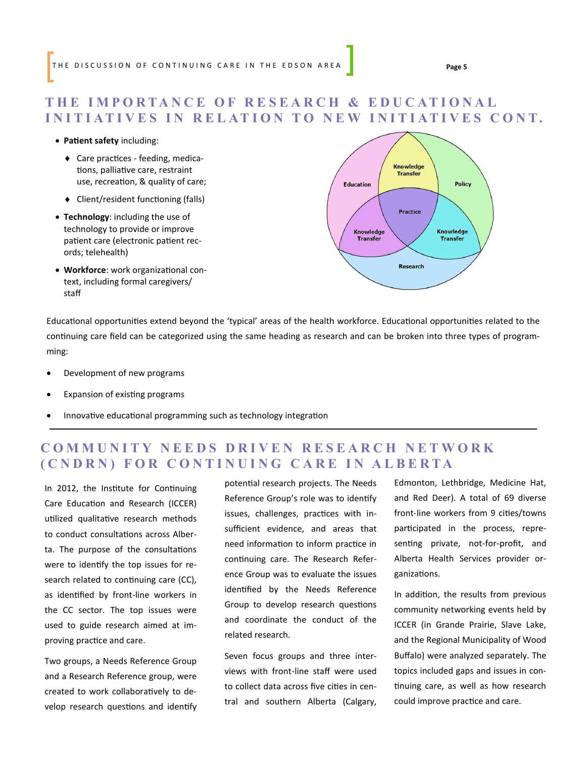## THE IMPORTANCE OF RESEARCH & EDUCATIONAL INITIATIVES IN RELATION TO NEW INITIATIVES CONT.

- **Patient safety** including:
  - Care practices - feeding, medications, palliative care, restraint use, recreation, & quality of care;
  - Client/resident functioning (falls)
- **Technology**: including the use of technology to provide or improve patient care (electronic patient records; telehealth)
- **Workforce**: work organizational context, including formal caregivers/ staff

Education
Knowledge Transfer
Policy
Practice
Knowledge Transfer
Knowledge Transfer
Research

Educational opportunities extend beyond the 'typical' areas of the health workforce. Educational opportunities related to the continuing care field can be categorized using the same heading as research and can be broken into three types of programming:

- Development of new programs
- Expansion of existing programs
- Innovative educational programming such as technology integration

## COMMUNITY NEEDS DRIVEN RESEARCH NETWORK (CNDRN) FOR CONTINUING CARE IN ALBERTA

In 2012, the Institute for Continuing Care Education and Research (ICCER) utilized qualitative research methods to conduct consultations across Alberta. The purpose of the consultations were to identify the top issues for research related to continuing care (CC), as identified by front-line workers in the CC sector. The top issues were used to guide research aimed at improving practice and care.

Two groups, a Needs Reference Group and a Research Reference group, were created to work collaboratively to develop research questions and identify potential research projects. The Needs Reference Group's role was to identify issues, challenges, practices with insufficient evidence, and areas that need information to inform practice in continuing care. The Research Reference Group was to evaluate the issues identified by the Needs Reference Group to develop research questions and coordinate the conduct of the related research.

Seven focus groups and three interviews with front-line staff were used to collect data across five cities in central and southern Alberta (Calgary, Edmonton, Lethbridge, Medicine Hat, and Red Deer). A total of 69 diverse front-line workers from 9 cities/towns participated in the process, representing private, not-for-profit, and Alberta Health Services provider organizations.

In addition, the results from previous community networking events held by ICCER (in Grande Prairie, Slave Lake, and the Regional Municipality of Wood Buffalo) were analyzed separately. The topics included gaps and issues in continuing care, as well as how research could improve practice and care.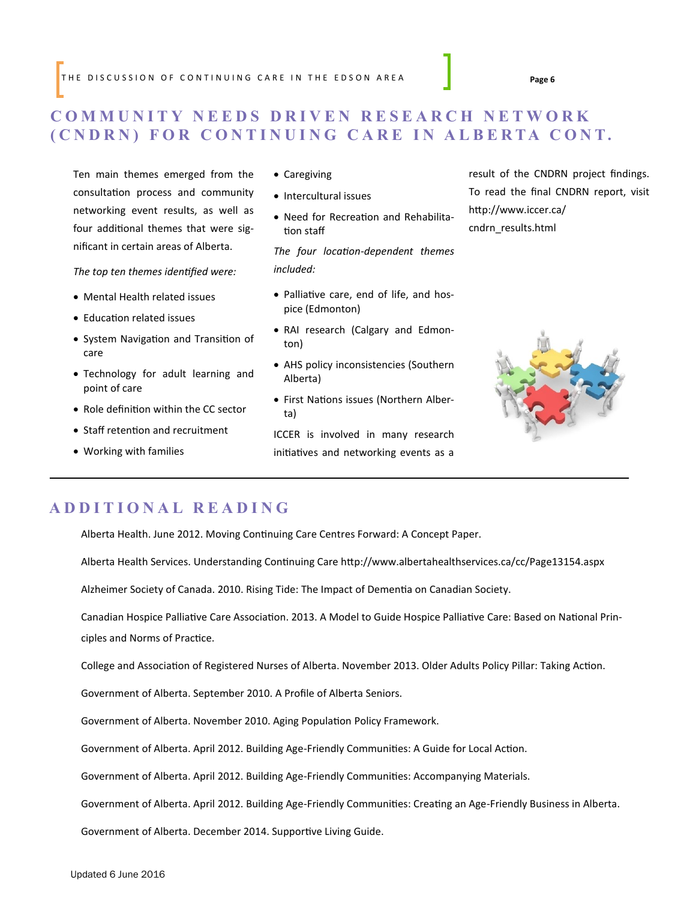## COMMUNITY NEEDS DRIVEN RESEARCH NETWORK (CNDRN) FOR CONTINUING CARE IN ALBERTA CONT.

Ten main themes emerged from the consultation process and community networking event results, as well as four additional themes that were significant in certain areas of Alberta.

*The top ten themes identified were:*

- Mental Health related issues
- Education related issues
- System Navigation and Transition of care
- Technology for adult learning and point of care
- Role definition within the CC sector
- Staff retention and recruitment
- Working with families
- Caregiving
- Intercultural issues
- Need for Recreation and Rehabilitation staff

*The four location-dependent themes included:*

- Palliative care, end of life, and hospice (Edmonton)
- RAI research (Calgary and Edmonton)
- AHS policy inconsistencies (Southern Alberta)
- First Nations issues (Northern Alberta)

ICCER is involved in many research initiatives and networking events as a result of the CNDRN project findings. To read the final CNDRN report, visit http://www.iccer.ca/cndrn_results.html

## ADDITIONAL READING

Alberta Health. June 2012. Moving Continuing Care Centres Forward: A Concept Paper.

Alberta Health Services. Understanding Continuing Care http://www.albertahealthservices.ca/cc/Page13154.aspx

Alzheimer Society of Canada. 2010. Rising Tide: The Impact of Dementia on Canadian Society.

Canadian Hospice Palliative Care Association. 2013. A Model to Guide Hospice Palliative Care: Based on National Principles and Norms of Practice.

College and Association of Registered Nurses of Alberta. November 2013. Older Adults Policy Pillar: Taking Action.

Government of Alberta. September 2010. A Profile of Alberta Seniors.

Government of Alberta. November 2010. Aging Population Policy Framework.

Government of Alberta. April 2012. Building Age-Friendly Communities: A Guide for Local Action.

Government of Alberta. April 2012. Building Age-Friendly Communities: Accompanying Materials.

Government of Alberta. April 2012. Building Age-Friendly Communities: Creating an Age-Friendly Business in Alberta.

Government of Alberta. December 2014. Supportive Living Guide.

Updated 6 June 2016